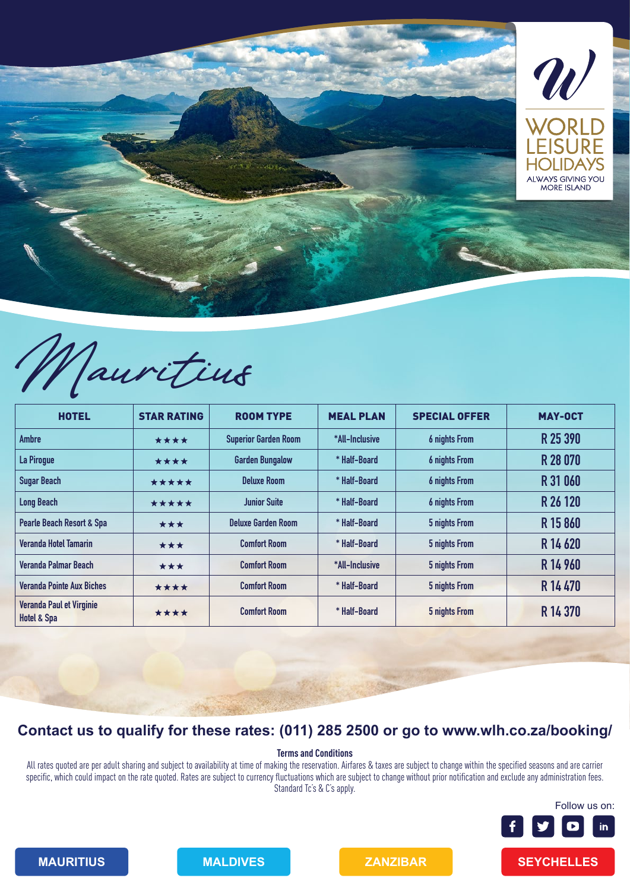WORLD LEISURE HOLIDAYS
ALWAYS GIVING YOU MORE ISLAND

# Mauritius

| HOTEL | STAR RATING | ROOM TYPE | MEAL PLAN | SPECIAL OFFER | MAY-OCT |
|---|---|---|---|---|---|
| Ambre | ★★★★ | Superior Garden Room | *All-Inclusive | 6 nights From | R 25 390 |
| La Pirogue | ★★★★ | Garden Bungalow | * Half-Board | 6 nights From | R 28 070 |
| Sugar Beach | ★★★★★ | Deluxe Room | * Half-Board | 6 nights From | R 31 060 |
| Long Beach | ★★★★★ | Junior Suite | * Half-Board | 6 nights From | R 26 120 |
| Pearle Beach Resort & Spa | ★★★ | Deluxe Garden Room | * Half-Board | 5 nights From | R 15 860 |
| Veranda Hotel Tamarin | ★★★ | Comfort Room | * Half-Board | 5 nights From | R 14 620 |
| Veranda Palmar Beach | ★★★ | Comfort Room | *All-Inclusive | 5 nights From | R 14 960 |
| Veranda Pointe Aux Biches | ★★★★ | Comfort Room | * Half-Board | 5 nights From | R 14 470 |
| Veranda Paul et Virginie Hotel & Spa | ★★★★ | Comfort Room | * Half-Board | 5 nights From | R 14 370 |

**Contact us to qualify for these rates: (011) 285 2500 or go to www.wlh.co.za/booking/**

**Terms and Conditions**

All rates quoted are per adult sharing and subject to availability at time of making the reservation. Airfares & taxes are subject to change within the specified seasons and are carrier specific, which could impact on the rate quoted. Rates are subject to currency fluctuations which are subject to change without prior notification and exclude any administration fees. Standard Tc's & C's apply.

Follow us on:

MAURITIUS | MALDIVES | ZANZIBAR | SEYCHELLES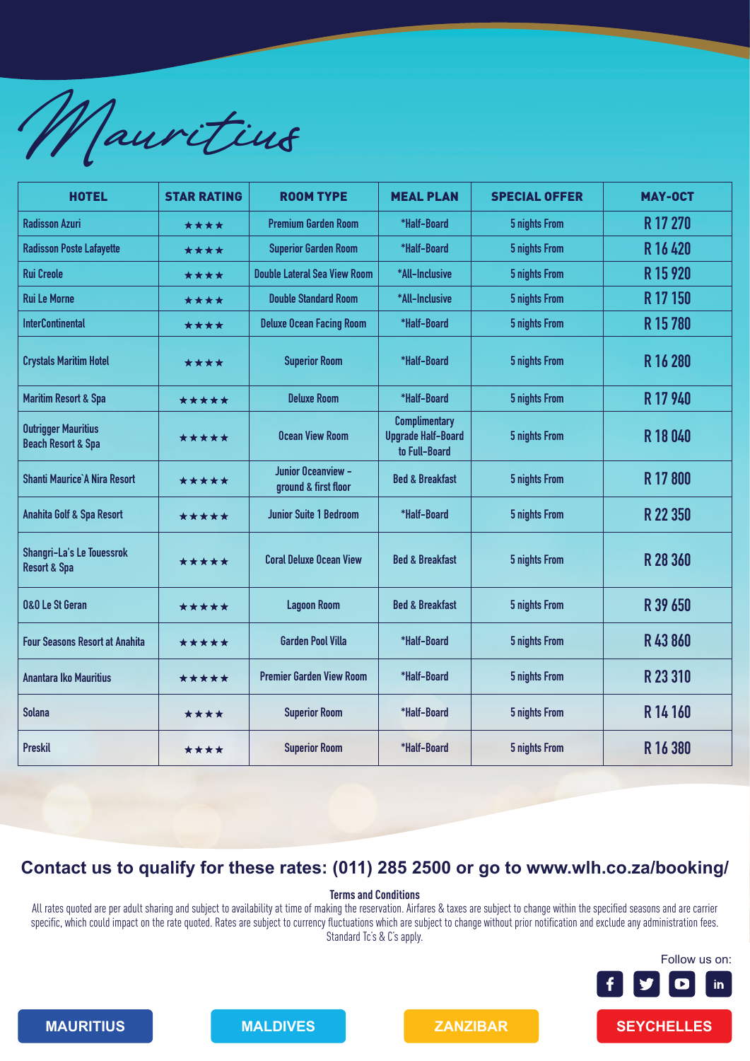# Mauritius

| HOTEL | STAR RATING | ROOM TYPE | MEAL PLAN | SPECIAL OFFER | MAY-OCT |
|---|---|---|---|---|---|
| Radisson Azuri | ★★★★ | Premium Garden Room | *Half-Board | 5 nights From | R 17 270 |
| Radisson Poste Lafayette | ★★★★ | Superior Garden Room | *Half-Board | 5 nights From | R 16 420 |
| Rui Creole | ★★★★ | Double Lateral Sea View Room | *All-Inclusive | 5 nights From | R 15 920 |
| Rui Le Morne | ★★★★ | Double Standard Room | *All-Inclusive | 5 nights From | R 17 150 |
| InterContinental | ★★★★ | Deluxe Ocean Facing Room | *Half-Board | 5 nights From | R 15 780 |
| Crystals Maritim Hotel | ★★★★ | Superior Room | *Half-Board | 5 nights From | R 16 280 |
| Maritim Resort & Spa | ★★★★★ | Deluxe Room | *Half-Board | 5 nights From | R 17 940 |
| Outrigger Mauritius Beach Resort & Spa | ★★★★★ | Ocean View Room | Complimentary Upgrade Half-Board to Full-Board | 5 nights From | R 18 040 |
| Shanti Maurice`A Nira Resort | ★★★★★ | Junior Oceanview - ground & first floor | Bed & Breakfast | 5 nights From | R 17 800 |
| Anahita Golf & Spa Resort | ★★★★★ | Junior Suite 1 Bedroom | *Half-Board | 5 nights From | R 22 350 |
| Shangri-La's Le Touessrok Resort & Spa | ★★★★★ | Coral Deluxe Ocean View | Bed & Breakfast | 5 nights From | R 28 360 |
| O&O Le St Geran | ★★★★★ | Lagoon Room | Bed & Breakfast | 5 nights From | R 39 650 |
| Four Seasons Resort at Anahita | ★★★★★ | Garden Pool Villa | *Half-Board | 5 nights From | R 43 860 |
| Anantara Iko Mauritius | ★★★★★ | Premier Garden View Room | *Half-Board | 5 nights From | R 23 310 |
| Solana | ★★★★ | Superior Room | *Half-Board | 5 nights From | R 14 160 |
| Preskil | ★★★★ | Superior Room | *Half-Board | 5 nights From | R 16 380 |

**Contact us to qualify for these rates: (011) 285 2500 or go to www.wlh.co.za/booking/**

**Terms and Conditions**

All rates quoted are per adult sharing and subject to availability at time of making the reservation. Airfares & taxes are subject to change within the specified seasons and are carrier specific, which could impact on the rate quoted. Rates are subject to currency fluctuations which are subject to change without prior notification and exclude any administration fees. Standard Tc's & C's apply.

Follow us on:

MAURITIUS | MALDIVES | ZANZIBAR | SEYCHELLES